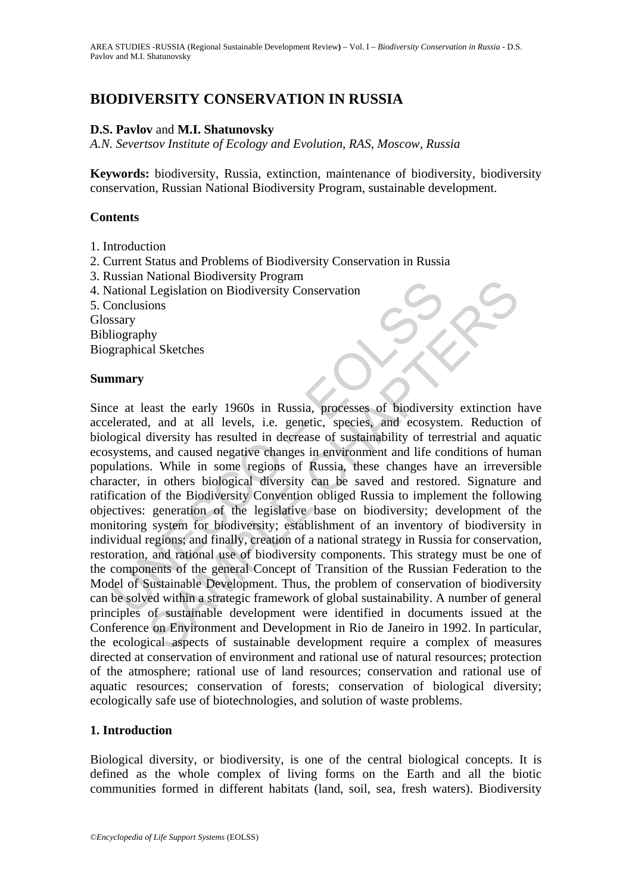# BIODIVERSITY CONSERVATION IN RUSSIA

**D.S. Pavlov** and **M.I. Shatunovsky**

*A.N. Severtsov Institute of Ecology and Evolution, RAS, Moscow, Russia*

**Keywords:** biodiversity, Russia, extinction, maintenance of biodiversity, biodiversity conservation, Russian National Biodiversity Program, sustainable development.

## Contents

1. Introduction
2. Current Status and Problems of Biodiversity Conservation in Russia
3. Russian National Biodiversity Program
4. National Legislation on Biodiversity Conservation
5. Conclusions

Glossary
Bibliography
Biographical Sketches

## Summary

Since at least the early 1960s in Russia, processes of biodiversity extinction have accelerated, and at all levels, i.e. genetic, species, and ecosystem. Reduction of biological diversity has resulted in decrease of sustainability of terrestrial and aquatic ecosystems, and caused negative changes in environment and life conditions of human populations. While in some regions of Russia, these changes have an irreversible character, in others biological diversity can be saved and restored. Signature and ratification of the Biodiversity Convention obliged Russia to implement the following objectives: generation of the legislative base on biodiversity; development of the monitoring system for biodiversity; establishment of an inventory of biodiversity in individual regions; and finally, creation of a national strategy in Russia for conservation, restoration, and rational use of biodiversity components. This strategy must be one of the components of the general Concept of Transition of the Russian Federation to the Model of Sustainable Development. Thus, the problem of conservation of biodiversity can be solved within a strategic framework of global sustainability. A number of general principles of sustainable development were identified in documents issued at the Conference on Environment and Development in Rio de Janeiro in 1992. In particular, the ecological aspects of sustainable development require a complex of measures directed at conservation of environment and rational use of natural resources; protection of the atmosphere; rational use of land resources; conservation and rational use of aquatic resources; conservation of forests; conservation of biological diversity; ecologically safe use of biotechnologies, and solution of waste problems.

## 1. Introduction

Biological diversity, or biodiversity, is one of the central biological concepts. It is defined as the whole complex of living forms on the Earth and all the biotic communities formed in different habitats (land, soil, sea, fresh waters). Biodiversity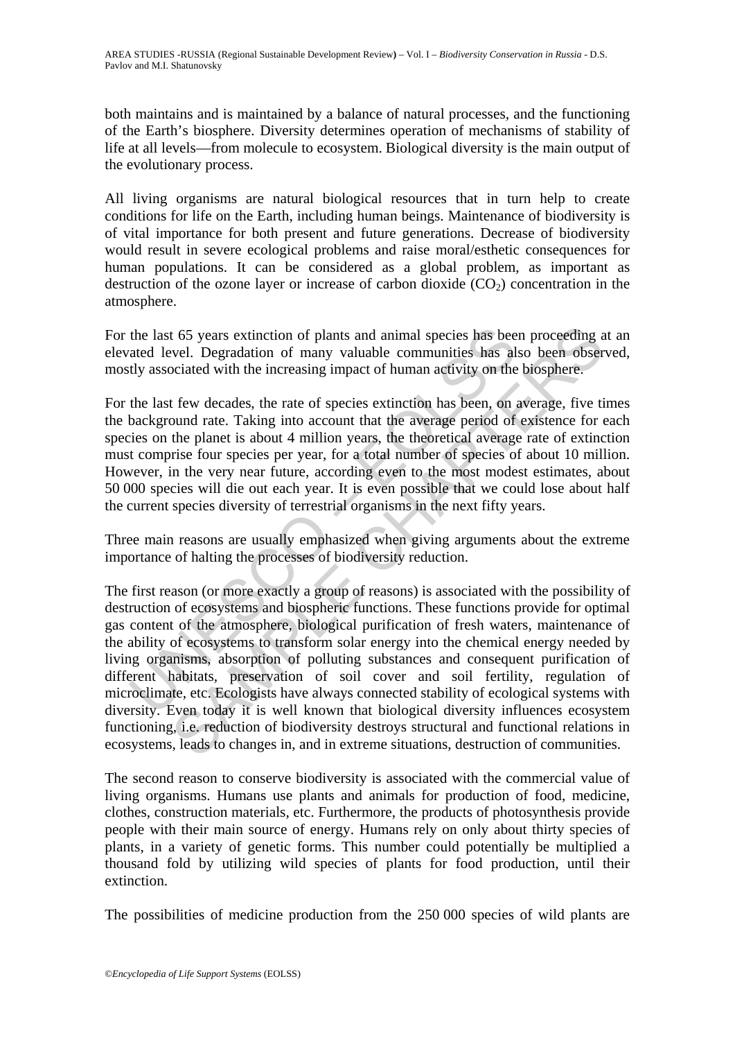both maintains and is maintained by a balance of natural processes, and the functioning of the Earth's biosphere. Diversity determines operation of mechanisms of stability of life at all levels—from molecule to ecosystem. Biological diversity is the main output of the evolutionary process.

All living organisms are natural biological resources that in turn help to create conditions for life on the Earth, including human beings. Maintenance of biodiversity is of vital importance for both present and future generations. Decrease of biodiversity would result in severe ecological problems and raise moral/esthetic consequences for human populations. It can be considered as a global problem, as important as destruction of the ozone layer or increase of carbon dioxide ($CO_2$) concentration in the atmosphere.

For the last 65 years extinction of plants and animal species has been proceeding at an elevated level. Degradation of many valuable communities has also been observed, mostly associated with the increasing impact of human activity on the biosphere.

For the last few decades, the rate of species extinction has been, on average, five times the background rate. Taking into account that the average period of existence for each species on the planet is about 4 million years, the theoretical average rate of extinction must comprise four species per year, for a total number of species of about 10 million. However, in the very near future, according even to the most modest estimates, about 50 000 species will die out each year. It is even possible that we could lose about half the current species diversity of terrestrial organisms in the next fifty years.

Three main reasons are usually emphasized when giving arguments about the extreme importance of halting the processes of biodiversity reduction.

The first reason (or more exactly a group of reasons) is associated with the possibility of destruction of ecosystems and biospheric functions. These functions provide for optimal gas content of the atmosphere, biological purification of fresh waters, maintenance of the ability of ecosystems to transform solar energy into the chemical energy needed by living organisms, absorption of polluting substances and consequent purification of different habitats, preservation of soil cover and soil fertility, regulation of microclimate, etc. Ecologists have always connected stability of ecological systems with diversity. Even today it is well known that biological diversity influences ecosystem functioning, i.e. reduction of biodiversity destroys structural and functional relations in ecosystems, leads to changes in, and in extreme situations, destruction of communities.

The second reason to conserve biodiversity is associated with the commercial value of living organisms. Humans use plants and animals for production of food, medicine, clothes, construction materials, etc. Furthermore, the products of photosynthesis provide people with their main source of energy. Humans rely on only about thirty species of plants, in a variety of genetic forms. This number could potentially be multiplied a thousand fold by utilizing wild species of plants for food production, until their extinction.

The possibilities of medicine production from the 250 000 species of wild plants are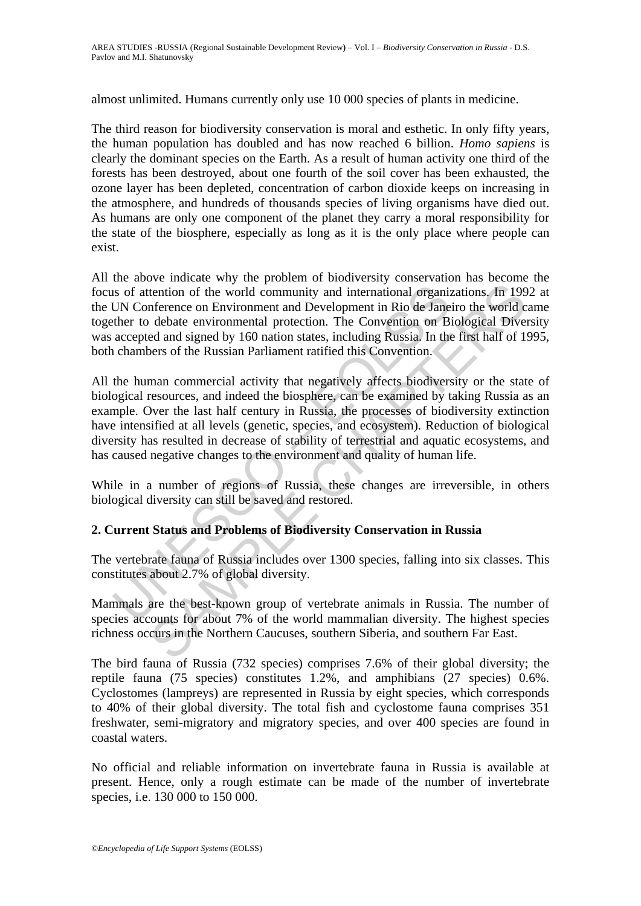almost unlimited. Humans currently only use 10 000 species of plants in medicine.

The third reason for biodiversity conservation is moral and esthetic. In only fifty years, the human population has doubled and has now reached 6 billion. *Homo sapiens* is clearly the dominant species on the Earth. As a result of human activity one third of the forests has been destroyed, about one fourth of the soil cover has been exhausted, the ozone layer has been depleted, concentration of carbon dioxide keeps on increasing in the atmosphere, and hundreds of thousands species of living organisms have died out. As humans are only one component of the planet they carry a moral responsibility for the state of the biosphere, especially as long as it is the only place where people can exist.

All the above indicate why the problem of biodiversity conservation has become the focus of attention of the world community and international organizations. In 1992 at the UN Conference on Environment and Development in Rio de Janeiro the world came together to debate environmental protection. The Convention on Biological Diversity was accepted and signed by 160 nation states, including Russia. In the first half of 1995, both chambers of the Russian Parliament ratified this Convention.

All the human commercial activity that negatively affects biodiversity or the state of biological resources, and indeed the biosphere, can be examined by taking Russia as an example. Over the last half century in Russia, the processes of biodiversity extinction have intensified at all levels (genetic, species, and ecosystem). Reduction of biological diversity has resulted in decrease of stability of terrestrial and aquatic ecosystems, and has caused negative changes to the environment and quality of human life.

While in a number of regions of Russia, these changes are irreversible, in others biological diversity can still be saved and restored.

## 2. Current Status and Problems of Biodiversity Conservation in Russia

The vertebrate fauna of Russia includes over 1300 species, falling into six classes. This constitutes about 2.7% of global diversity.

Mammals are the best-known group of vertebrate animals in Russia. The number of species accounts for about 7% of the world mammalian diversity. The highest species richness occurs in the Northern Caucuses, southern Siberia, and southern Far East.

The bird fauna of Russia (732 species) comprises 7.6% of their global diversity; the reptile fauna (75 species) constitutes 1.2%, and amphibians (27 species) 0.6%. Cyclostomes (lampreys) are represented in Russia by eight species, which corresponds to 40% of their global diversity. The total fish and cyclostome fauna comprises 351 freshwater, semi-migratory and migratory species, and over 400 species are found in coastal waters.

No official and reliable information on invertebrate fauna in Russia is available at present. Hence, only a rough estimate can be made of the number of invertebrate species, i.e. 130 000 to 150 000.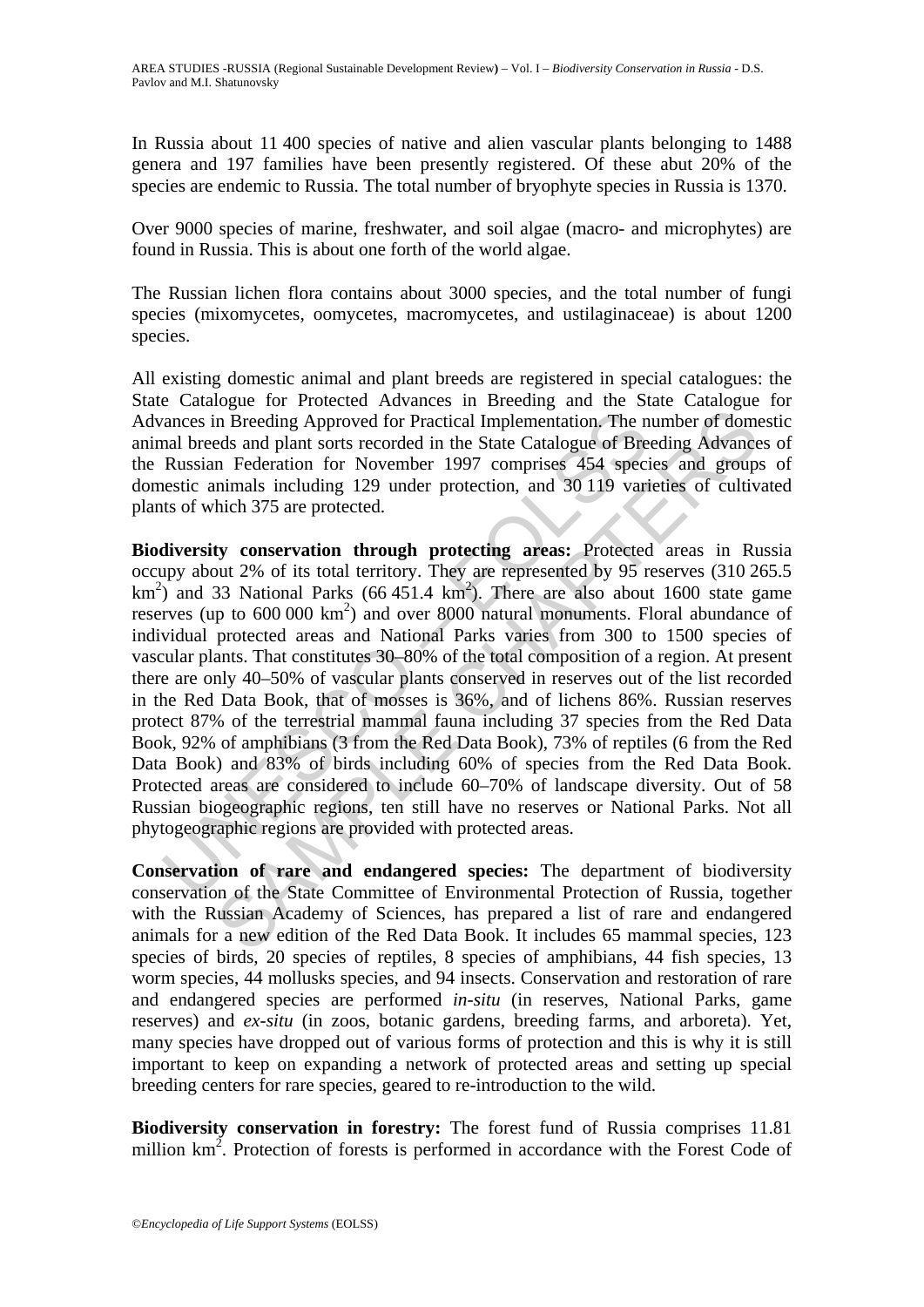In Russia about 11 400 species of native and alien vascular plants belonging to 1488 genera and 197 families have been presently registered. Of these abut 20% of the species are endemic to Russia. The total number of bryophyte species in Russia is 1370.

Over 9000 species of marine, freshwater, and soil algae (macro- and microphytes) are found in Russia. This is about one forth of the world algae.

The Russian lichen flora contains about 3000 species, and the total number of fungi species (mixomycetes, oomycetes, macromycetes, and ustilaginaceae) is about 1200 species.

All existing domestic animal and plant breeds are registered in special catalogues: the State Catalogue for Protected Advances in Breeding and the State Catalogue for Advances in Breeding Approved for Practical Implementation. The number of domestic animal breeds and plant sorts recorded in the State Catalogue of Breeding Advances of the Russian Federation for November 1997 comprises 454 species and groups of domestic animals including 129 under protection, and 30 119 varieties of cultivated plants of which 375 are protected.

**Biodiversity conservation through protecting areas:** Protected areas in Russia occupy about 2% of its total territory. They are represented by 95 reserves (310 265.5 km$^2$) and 33 National Parks (66 451.4 km$^2$). There are also about 1600 state game reserves (up to 600 000 km$^2$) and over 8000 natural monuments. Floral abundance of individual protected areas and National Parks varies from 300 to 1500 species of vascular plants. That constitutes 30–80% of the total composition of a region. At present there are only 40–50% of vascular plants conserved in reserves out of the list recorded in the Red Data Book, that of mosses is 36%, and of lichens 86%. Russian reserves protect 87% of the terrestrial mammal fauna including 37 species from the Red Data Book, 92% of amphibians (3 from the Red Data Book), 73% of reptiles (6 from the Red Data Book) and 83% of birds including 60% of species from the Red Data Book. Protected areas are considered to include 60–70% of landscape diversity. Out of 58 Russian biogeographic regions, ten still have no reserves or National Parks. Not all phytogeographic regions are provided with protected areas.

**Conservation of rare and endangered species:** The department of biodiversity conservation of the State Committee of Environmental Protection of Russia, together with the Russian Academy of Sciences, has prepared a list of rare and endangered animals for a new edition of the Red Data Book. It includes 65 mammal species, 123 species of birds, 20 species of reptiles, 8 species of amphibians, 44 fish species, 13 worm species, 44 mollusks species, and 94 insects. Conservation and restoration of rare and endangered species are performed *in-situ* (in reserves, National Parks, game reserves) and *ex-situ* (in zoos, botanic gardens, breeding farms, and arboreta). Yet, many species have dropped out of various forms of protection and this is why it is still important to keep on expanding a network of protected areas and setting up special breeding centers for rare species, geared to re-introduction to the wild.

**Biodiversity conservation in forestry:** The forest fund of Russia comprises 11.81 million km$^2$. Protection of forests is performed in accordance with the Forest Code of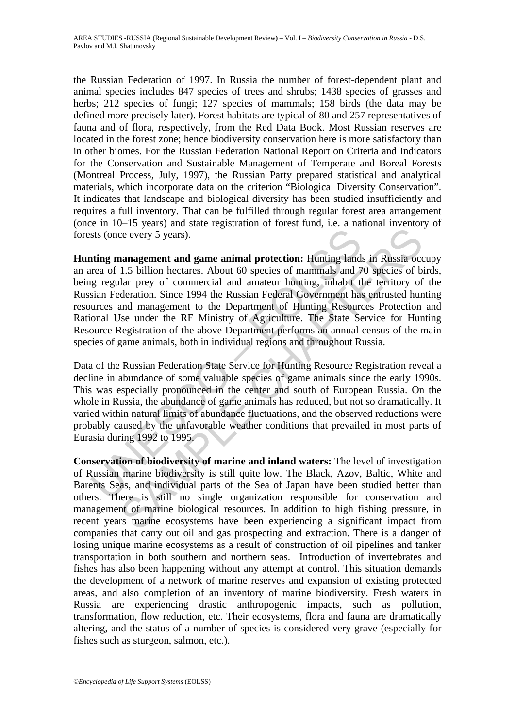the Russian Federation of 1997. In Russia the number of forest-dependent plant and animal species includes 847 species of trees and shrubs; 1438 species of grasses and herbs; 212 species of fungi; 127 species of mammals; 158 birds (the data may be defined more precisely later). Forest habitats are typical of 80 and 257 representatives of fauna and of flora, respectively, from the Red Data Book. Most Russian reserves are located in the forest zone; hence biodiversity conservation here is more satisfactory than in other biomes. For the Russian Federation National Report on Criteria and Indicators for the Conservation and Sustainable Management of Temperate and Boreal Forests (Montreal Process, July, 1997), the Russian Party prepared statistical and analytical materials, which incorporate data on the criterion "Biological Diversity Conservation". It indicates that landscape and biological diversity has been studied insufficiently and requires a full inventory. That can be fulfilled through regular forest area arrangement (once in 10–15 years) and state registration of forest fund, i.e. a national inventory of forests (once every 5 years).

**Hunting management and game animal protection:** Hunting lands in Russia occupy an area of 1.5 billion hectares. About 60 species of mammals and 70 species of birds, being regular prey of commercial and amateur hunting, inhabit the territory of the Russian Federation. Since 1994 the Russian Federal Government has entrusted hunting resources and management to the Department of Hunting Resources Protection and Rational Use under the RF Ministry of Agriculture. The State Service for Hunting Resource Registration of the above Department performs an annual census of the main species of game animals, both in individual regions and throughout Russia.

Data of the Russian Federation State Service for Hunting Resource Registration reveal a decline in abundance of some valuable species of game animals since the early 1990s. This was especially pronounced in the center and south of European Russia. On the whole in Russia, the abundance of game animals has reduced, but not so dramatically. It varied within natural limits of abundance fluctuations, and the observed reductions were probably caused by the unfavorable weather conditions that prevailed in most parts of Eurasia during 1992 to 1995.

**Conservation of biodiversity of marine and inland waters:** The level of investigation of Russian marine biodiversity is still quite low. The Black, Azov, Baltic, White and Barents Seas, and individual parts of the Sea of Japan have been studied better than others. There is still no single organization responsible for conservation and management of marine biological resources. In addition to high fishing pressure, in recent years marine ecosystems have been experiencing a significant impact from companies that carry out oil and gas prospecting and extraction. There is a danger of losing unique marine ecosystems as a result of construction of oil pipelines and tanker transportation in both southern and northern seas. Introduction of invertebrates and fishes has also been happening without any attempt at control. This situation demands the development of a network of marine reserves and expansion of existing protected areas, and also completion of an inventory of marine biodiversity. Fresh waters in Russia are experiencing drastic anthropogenic impacts, such as pollution, transformation, flow reduction, etc. Their ecosystems, flora and fauna are dramatically altering, and the status of a number of species is considered very grave (especially for fishes such as sturgeon, salmon, etc.).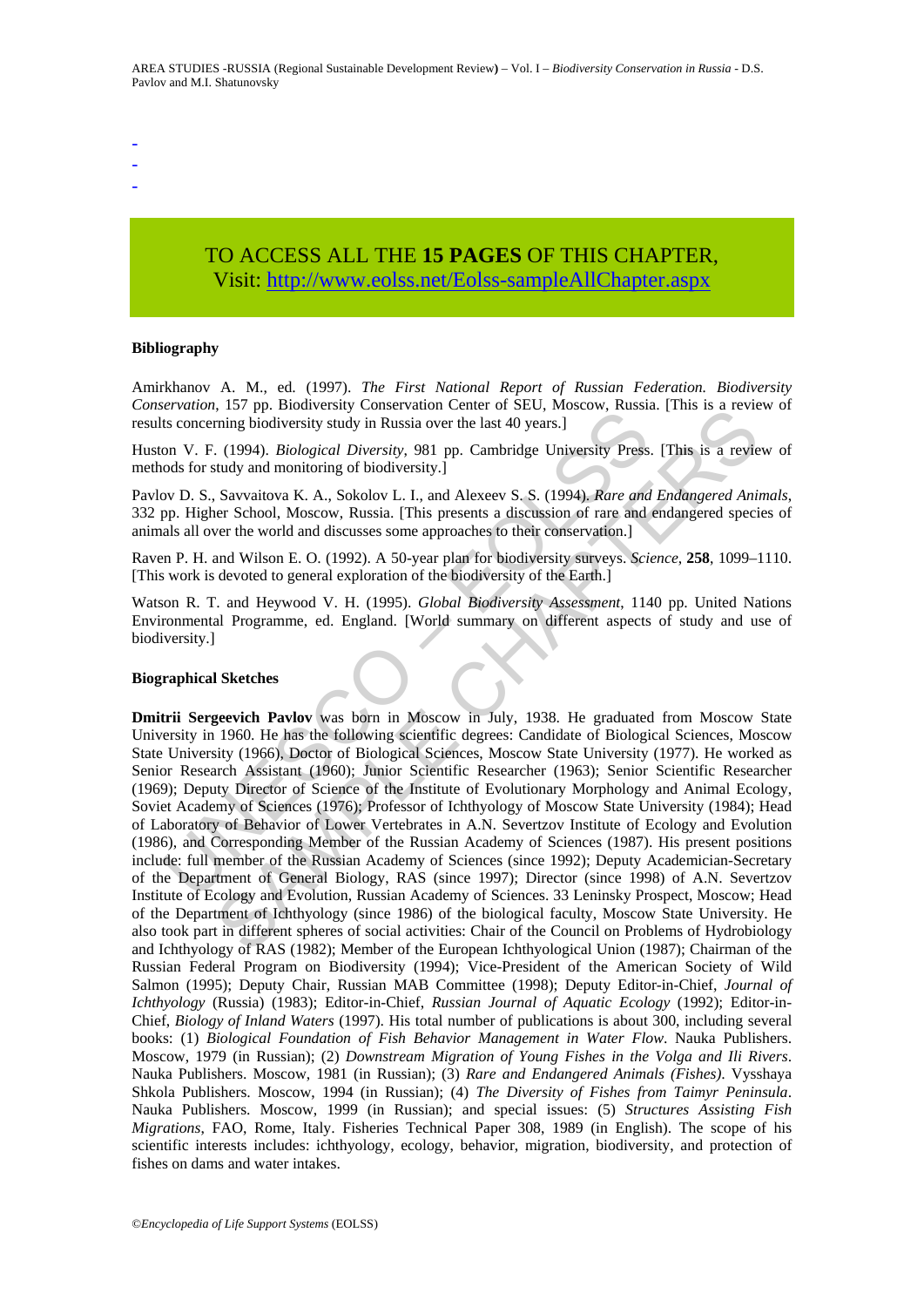-
-
-

TO ACCESS ALL THE **15 PAGES** OF THIS CHAPTER,
Visit: http://www.eolss.net/Eolss-sampleAllChapter.aspx

**Bibliography**

Amirkhanov A. M., ed. (1997). *The First National Report of Russian Federation. Biodiversity Conservation*, 157 pp. Biodiversity Conservation Center of SEU, Moscow, Russia. [This is a review of results concerning biodiversity study in Russia over the last 40 years.]

Huston V. F. (1994). *Biological Diversity*, 981 pp. Cambridge University Press. [This is a review of methods for study and monitoring of biodiversity.]

Pavlov D. S., Savvaitova K. A., Sokolov L. I., and Alexeev S. S. (1994). *Rare and Endangered Animals*, 332 pp. Higher School, Moscow, Russia. [This presents a discussion of rare and endangered species of animals all over the world and discusses some approaches to their conservation.]

Raven P. H. and Wilson E. O. (1992). A 50-year plan for biodiversity surveys. *Science*, **258**, 1099–1110. [This work is devoted to general exploration of the biodiversity of the Earth.]

Watson R. T. and Heywood V. H. (1995). *Global Biodiversity Assessment*, 1140 pp. United Nations Environmental Programme, ed. England. [World summary on different aspects of study and use of biodiversity.]

**Biographical Sketches**

**Dmitrii Sergeevich Pavlov** was born in Moscow in July, 1938. He graduated from Moscow State University in 1960. He has the following scientific degrees: Candidate of Biological Sciences, Moscow State University (1966), Doctor of Biological Sciences, Moscow State University (1977). He worked as Senior Research Assistant (1960); Junior Scientific Researcher (1963); Senior Scientific Researcher (1969); Deputy Director of Science of the Institute of Evolutionary Morphology and Animal Ecology, Soviet Academy of Sciences (1976); Professor of Ichthyology of Moscow State University (1984); Head of Laboratory of Behavior of Lower Vertebrates in A.N. Severtzov Institute of Ecology and Evolution (1986), and Corresponding Member of the Russian Academy of Sciences (1987). His present positions include: full member of the Russian Academy of Sciences (since 1992); Deputy Academician-Secretary of the Department of General Biology, RAS (since 1997); Director (since 1998) of A.N. Severtzov Institute of Ecology and Evolution, Russian Academy of Sciences. 33 Leninsky Prospect, Moscow; Head of the Department of Ichthyology (since 1986) of the biological faculty, Moscow State University. He also took part in different spheres of social activities: Chair of the Council on Problems of Hydrobiology and Ichthyology of RAS (1982); Member of the European Ichthyological Union (1987); Chairman of the Russian Federal Program on Biodiversity (1994); Vice-President of the American Society of Wild Salmon (1995); Deputy Chair, Russian MAB Committee (1998); Deputy Editor-in-Chief, *Journal of Ichthyology* (Russia) (1983); Editor-in-Chief, *Russian Journal of Aquatic Ecology* (1992); Editor-in-Chief, *Biology of Inland Waters* (1997). His total number of publications is about 300, including several books: (1) *Biological Foundation of Fish Behavior Management in Water Flow*. Nauka Publishers. Moscow, 1979 (in Russian); (2) *Downstream Migration of Young Fishes in the Volga and Ili Rivers*. Nauka Publishers. Moscow, 1981 (in Russian); (3) *Rare and Endangered Animals (Fishes)*. Vysshaya Shkola Publishers. Moscow, 1994 (in Russian); (4) *The Diversity of Fishes from Taimyr Peninsula*. Nauka Publishers. Moscow, 1999 (in Russian); and special issues: (5) *Structures Assisting Fish Migrations*, FAO, Rome, Italy. Fisheries Technical Paper 308, 1989 (in English). The scope of his scientific interests includes: ichthyology, ecology, behavior, migration, biodiversity, and protection of fishes on dams and water intakes.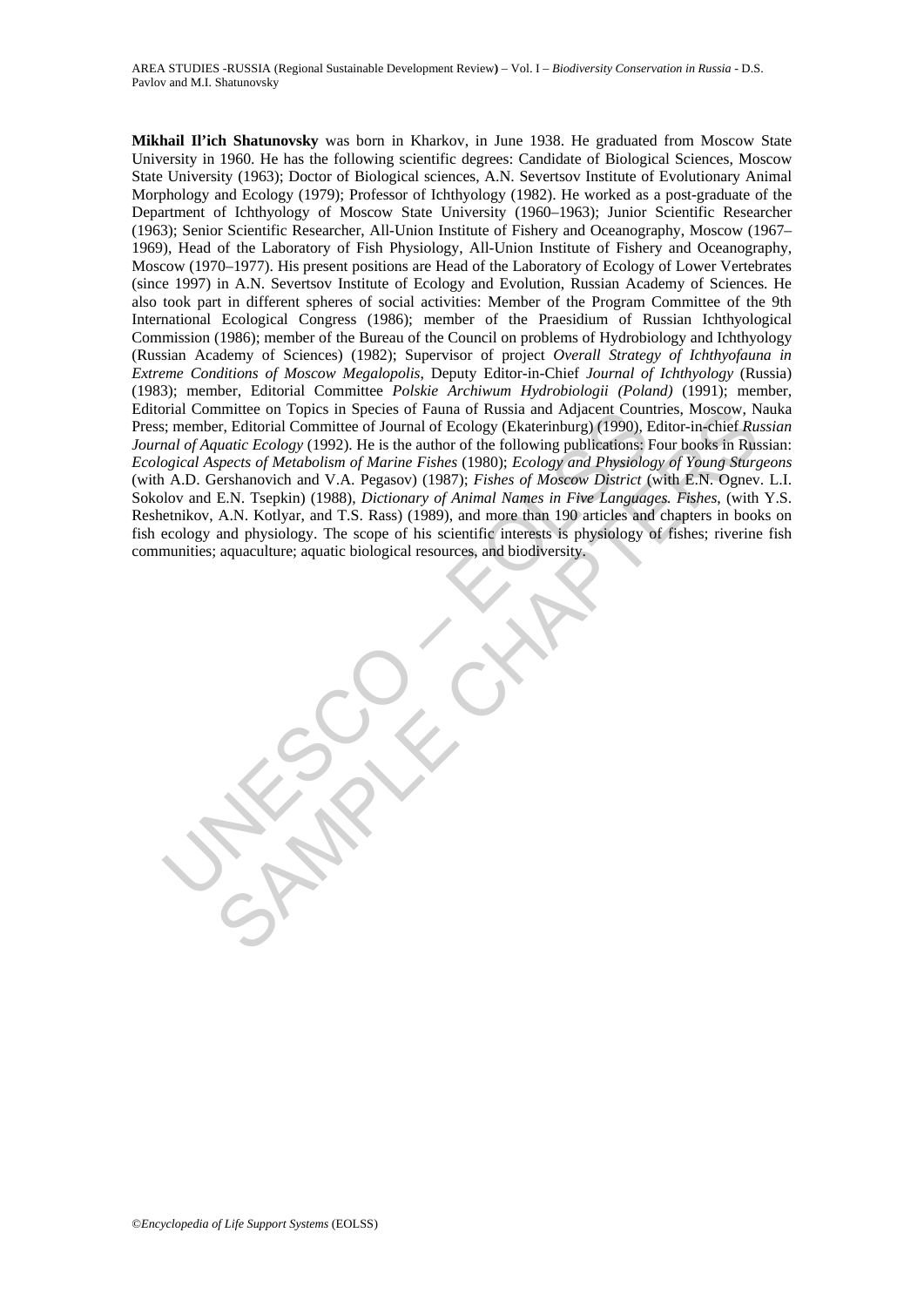**Mikhail Il'ich Shatunovsky** was born in Kharkov, in June 1938. He graduated from Moscow State University in 1960. He has the following scientific degrees: Candidate of Biological Sciences, Moscow State University (1963); Doctor of Biological sciences, A.N. Severtsov Institute of Evolutionary Animal Morphology and Ecology (1979); Professor of Ichthyology (1982). He worked as a post-graduate of the Department of Ichthyology of Moscow State University (1960–1963); Junior Scientific Researcher (1963); Senior Scientific Researcher, All-Union Institute of Fishery and Oceanography, Moscow (1967–1969), Head of the Laboratory of Fish Physiology, All-Union Institute of Fishery and Oceanography, Moscow (1970–1977). His present positions are Head of the Laboratory of Ecology of Lower Vertebrates (since 1997) in A.N. Severtsov Institute of Ecology and Evolution, Russian Academy of Sciences. He also took part in different spheres of social activities: Member of the Program Committee of the 9th International Ecological Congress (1986); member of the Praesidium of Russian Ichthyological Commission (1986); member of the Bureau of the Council on problems of Hydrobiology and Ichthyology (Russian Academy of Sciences) (1982); Supervisor of project *Overall Strategy of Ichthyofauna in Extreme Conditions of Moscow Megalopolis,* Deputy Editor-in-Chief *Journal of Ichthyology* (Russia) (1983); member, Editorial Committee *Polskie Archiwum Hydrobiologii (Poland)* (1991); member, Editorial Committee on Topics in Species of Fauna of Russia and Adjacent Countries, Moscow, Nauka Press; member, Editorial Committee of Journal of Ecology (Ekaterinburg) (1990), Editor-in-chief *Russian Journal of Aquatic Ecology* (1992). He is the author of the following publications: Four books in Russian: *Ecological Aspects of Metabolism of Marine Fishes* (1980); *Ecology and Physiology of Young Sturgeons* (with A.D. Gershanovich and V.A. Pegasov) (1987); *Fishes of Moscow District* (with E.N. Ognev. L.I. Sokolov and E.N. Tsepkin) (1988), *Dictionary of Animal Names in Five Languages. Fishes,* (with Y.S. Reshetnikov, A.N. Kotlyar, and T.S. Rass) (1989), and more than 190 articles and chapters in books on fish ecology and physiology. The scope of his scientific interests is physiology of fishes; riverine fish communities; aquaculture; aquatic biological resources, and biodiversity.